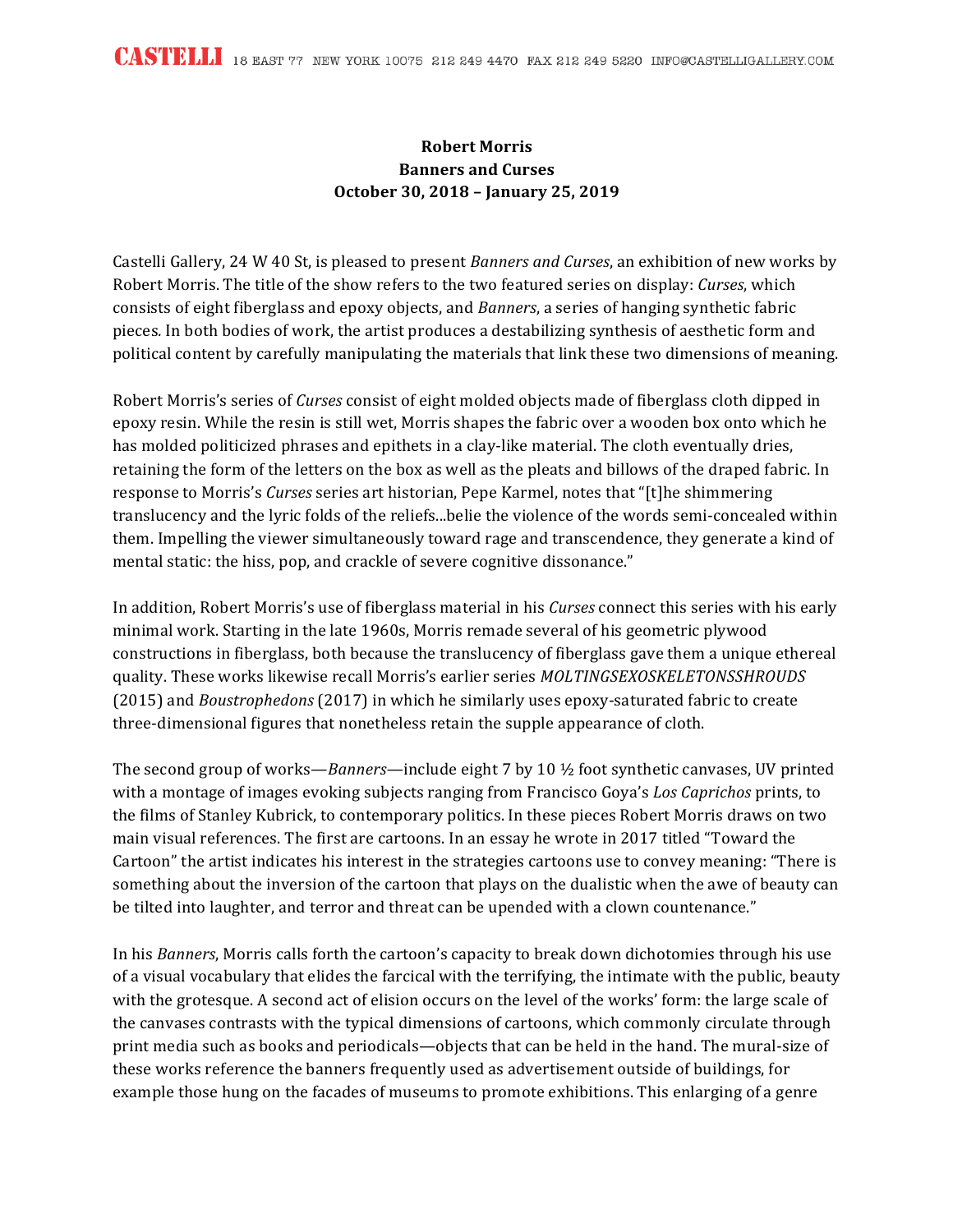**Robert Morris**
**Banners and Curses**
**October 30, 2018 – January 25, 2019**

Castelli Gallery, 24 W 40 St, is pleased to present *Banners and Curses*, an exhibition of new works by Robert Morris. The title of the show refers to the two featured series on display: *Curses*, which consists of eight fiberglass and epoxy objects, and *Banners*, a series of hanging synthetic fabric pieces. In both bodies of work, the artist produces a destabilizing synthesis of aesthetic form and political content by carefully manipulating the materials that link these two dimensions of meaning.

Robert Morris's series of *Curses* consist of eight molded objects made of fiberglass cloth dipped in epoxy resin. While the resin is still wet, Morris shapes the fabric over a wooden box onto which he has molded politicized phrases and epithets in a clay-like material. The cloth eventually dries, retaining the form of the letters on the box as well as the pleats and billows of the draped fabric. In response to Morris's *Curses* series art historian, Pepe Karmel, notes that "[t]he shimmering translucency and the lyric folds of the reliefs...belie the violence of the words semi-concealed within them. Impelling the viewer simultaneously toward rage and transcendence, they generate a kind of mental static: the hiss, pop, and crackle of severe cognitive dissonance."

In addition, Robert Morris's use of fiberglass material in his *Curses* connect this series with his early minimal work. Starting in the late 1960s, Morris remade several of his geometric plywood constructions in fiberglass, both because the translucency of fiberglass gave them a unique ethereal quality. These works likewise recall Morris's earlier series *MOLTINGSEXOSKELETONSSHROUDS* (2015) and *Boustrophedons* (2017) in which he similarly uses epoxy-saturated fabric to create three-dimensional figures that nonetheless retain the supple appearance of cloth.

The second group of works—*Banners*—include eight 7 by 10 ½ foot synthetic canvases, UV printed with a montage of images evoking subjects ranging from Francisco Goya's *Los Caprichos* prints, to the films of Stanley Kubrick, to contemporary politics. In these pieces Robert Morris draws on two main visual references. The first are cartoons. In an essay he wrote in 2017 titled "Toward the Cartoon" the artist indicates his interest in the strategies cartoons use to convey meaning: "There is something about the inversion of the cartoon that plays on the dualistic when the awe of beauty can be tilted into laughter, and terror and threat can be upended with a clown countenance."

In his *Banners*, Morris calls forth the cartoon's capacity to break down dichotomies through his use of a visual vocabulary that elides the farcical with the terrifying, the intimate with the public, beauty with the grotesque. A second act of elision occurs on the level of the works' form: the large scale of the canvases contrasts with the typical dimensions of cartoons, which commonly circulate through print media such as books and periodicals—objects that can be held in the hand. The mural-size of these works reference the banners frequently used as advertisement outside of buildings, for example those hung on the facades of museums to promote exhibitions. This enlarging of a genre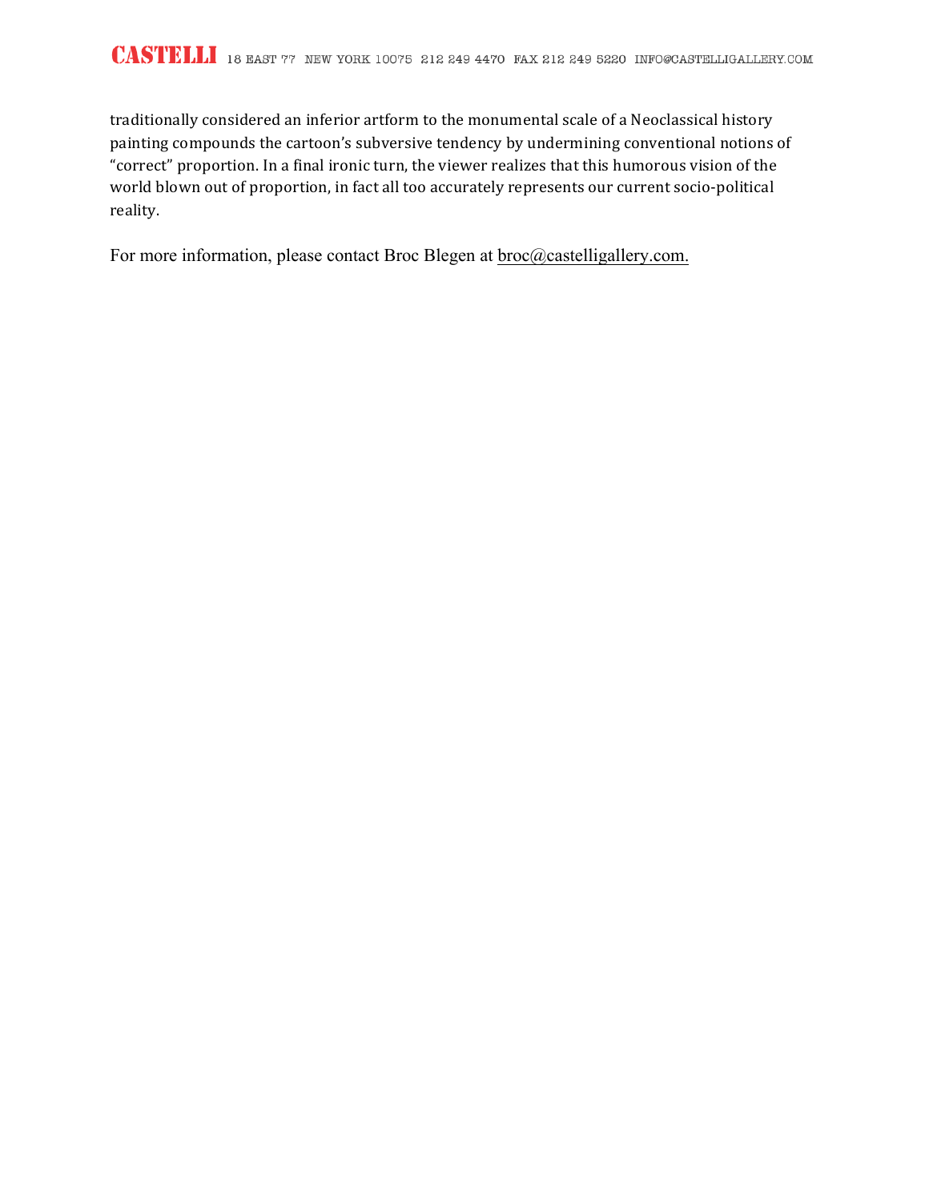traditionally considered an inferior artform to the monumental scale of a Neoclassical history painting compounds the cartoon's subversive tendency by undermining conventional notions of "correct" proportion. In a final ironic turn, the viewer realizes that this humorous vision of the world blown out of proportion, in fact all too accurately represents our current socio-political reality.

For more information, please contact Broc Blegen at broc@castelligallery.com.